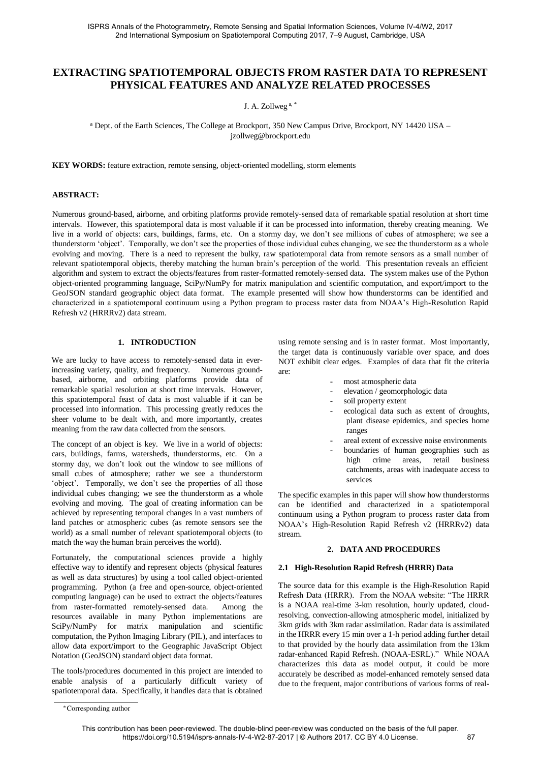# EXTRACTING SPATIOTEMPORAL OBJECTS FROM RASTER DATA TO REPRESENT PHYSICAL FEATURES AND ANALYZE RELATED PROCESSES

J. A. Zollweg [a, *]

[a] Dept. of the Earth Sciences, The College at Brockport, 350 New Campus Drive, Brockport, NY 14420 USA – jzollweg@brockport.edu

**KEY WORDS:** feature extraction, remote sensing, object-oriented modelling, storm elements

## ABSTRACT:

Numerous ground-based, airborne, and orbiting platforms provide remotely-sensed data of remarkable spatial resolution at short time intervals. However, this spatiotemporal data is most valuable if it can be processed into information, thereby creating meaning. We live in a world of objects: cars, buildings, farms, etc. On a stormy day, we don't see millions of cubes of atmosphere; we see a thunderstorm 'object'. Temporally, we don't see the properties of those individual cubes changing, we see the thunderstorm as a whole evolving and moving. There is a need to represent the bulky, raw spatiotemporal data from remote sensors as a small number of relevant spatiotemporal objects, thereby matching the human brain's perception of the world. This presentation reveals an efficient algorithm and system to extract the objects/features from raster-formatted remotely-sensed data. The system makes use of the Python object-oriented programming language, SciPy/NumPy for matrix manipulation and scientific computation, and export/import to the GeoJSON standard geographic object data format. The example presented will show how thunderstorms can be identified and characterized in a spatiotemporal continuum using a Python program to process raster data from NOAA's High-Resolution Rapid Refresh v2 (HRRRv2) data stream.

## 1. INTRODUCTION

We are lucky to have access to remotely-sensed data in ever-increasing variety, quality, and frequency. Numerous ground-based, airborne, and orbiting platforms provide data of remarkable spatial resolution at short time intervals. However, this spatiotemporal feast of data is most valuable if it can be processed into information. This processing greatly reduces the sheer volume to be dealt with, and more importantly, creates meaning from the raw data collected from the sensors.

The concept of an object is key. We live in a world of objects: cars, buildings, farms, watersheds, thunderstorms, etc. On a stormy day, we don't look out the window to see millions of small cubes of atmosphere; rather we see a thunderstorm 'object'. Temporally, we don't see the properties of all those individual cubes changing; we see the thunderstorm as a whole evolving and moving. The goal of creating information can be achieved by representing temporal changes in a vast numbers of land patches or atmospheric cubes (as remote sensors see the world) as a small number of relevant spatiotemporal objects (to match the way the human brain perceives the world).

Fortunately, the computational sciences provide a highly effective way to identify and represent objects (physical features as well as data structures) by using a tool called object-oriented programming. Python (a free and open-source, object-oriented computing language) can be used to extract the objects/features from raster-formatted remotely-sensed data. Among the resources available in many Python implementations are SciPy/NumPy for matrix manipulation and scientific computation, the Python Imaging Library (PIL), and interfaces to allow data export/import to the Geographic JavaScript Object Notation (GeoJSON) standard object data format.

The tools/procedures documented in this project are intended to enable analysis of a particularly difficult variety of spatiotemporal data. Specifically, it handles data that is obtained using remote sensing and is in raster format. Most importantly, the target data is continuously variable over space, and does NOT exhibit clear edges. Examples of data that fit the criteria are:

- most atmospheric data
- elevation / geomorphologic data
- soil property extent
- ecological data such as extent of droughts, plant disease epidemics, and species home ranges
- areal extent of excessive noise environments
- boundaries of human geographies such as high crime areas, retail business catchments, areas with inadequate access to services

The specific examples in this paper will show how thunderstorms can be identified and characterized in a spatiotemporal continuum using a Python program to process raster data from NOAA's High-Resolution Rapid Refresh v2 (HRRRv2) data stream.

## 2. DATA AND PROCEDURES

### 2.1 High-Resolution Rapid Refresh (HRRR) Data

The source data for this example is the High-Resolution Rapid Refresh Data (HRRR). From the NOAA website: "The HRRR is a NOAA real-time 3-km resolution, hourly updated, cloud-resolving, convection-allowing atmospheric model, initialized by 3km grids with 3km radar assimilation. Radar data is assimilated in the HRRR every 15 min over a 1-h period adding further detail to that provided by the hourly data assimilation from the 13km radar-enhanced Rapid Refresh. (NOAA-ESRL)." While NOAA characterizes this data as model output, it could be more accurately be described as model-enhanced remotely sensed data due to the frequent, major contributions of various forms of real-

* Corresponding author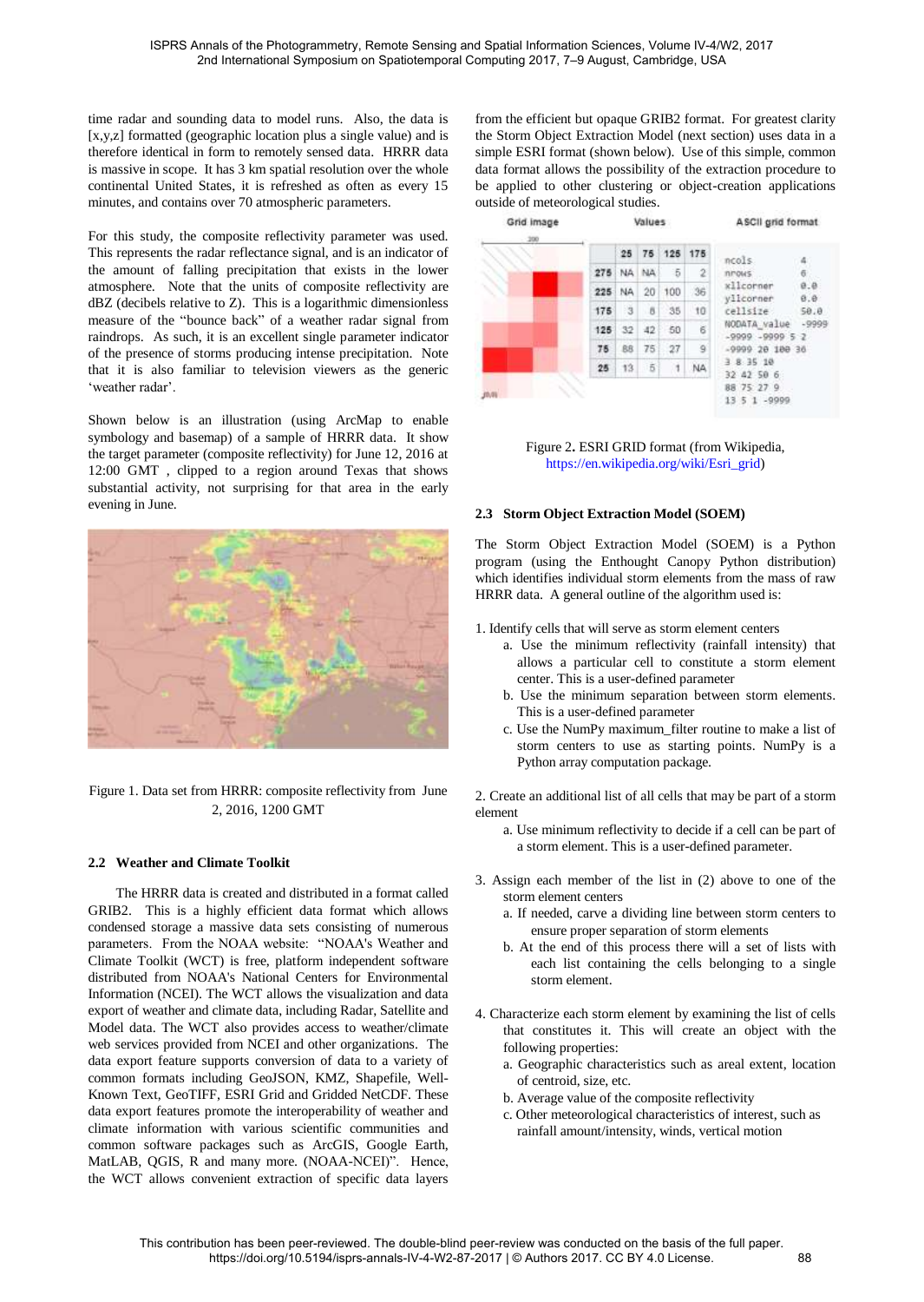time radar and sounding data to model runs. Also, the data is [x,y,z] formatted (geographic location plus a single value) and is therefore identical in form to remotely sensed data. HRRR data is massive in scope. It has 3 km spatial resolution over the whole continental United States, it is refreshed as often as every 15 minutes, and contains over 70 atmospheric parameters.

For this study, the composite reflectivity parameter was used. This represents the radar reflectance signal, and is an indicator of the amount of falling precipitation that exists in the lower atmosphere. Note that the units of composite reflectivity are dBZ (decibels relative to Z). This is a logarithmic dimensionless measure of the "bounce back" of a weather radar signal from raindrops. As such, it is an excellent single parameter indicator of the presence of storms producing intense precipitation. Note that it is also familiar to television viewers as the generic 'weather radar'.

Shown below is an illustration (using ArcMap to enable symbology and basemap) of a sample of HRRR data. It show the target parameter (composite reflectivity) for June 12, 2016 at 12:00 GMT , clipped to a region around Texas that shows substantial activity, not surprising for that area in the early evening in June.

Figure 1. Data set from HRRR: composite reflectivity from June 2, 2016, 1200 GMT

## 2.2 Weather and Climate Toolkit

The HRRR data is created and distributed in a format called GRIB2. This is a highly efficient data format which allows condensed storage a massive data sets consisting of numerous parameters. From the NOAA website: "NOAA's Weather and Climate Toolkit (WCT) is free, platform independent software distributed from NOAA's National Centers for Environmental Information (NCEI). The WCT allows the visualization and data export of weather and climate data, including Radar, Satellite and Model data. The WCT also provides access to weather/climate web services provided from NCEI and other organizations. The data export feature supports conversion of data to a variety of common formats including GeoJSON, KMZ, Shapefile, Well-Known Text, GeoTIFF, ESRI Grid and Gridded NetCDF. These data export features promote the interoperability of weather and climate information with various scientific communities and common software packages such as ArcGIS, Google Earth, MatLAB, QGIS, R and many more. (NOAA-NCEI)". Hence, the WCT allows convenient extraction of specific data layers from the efficient but opaque GRIB2 format. For greatest clarity the Storm Object Extraction Model (next section) uses data in a simple ESRI format (shown below). Use of this simple, common data format allows the possibility of the extraction procedure to be applied to other clustering or object-creation applications outside of meteorological studies.

Grid image | Values | ASCII grid format

| | 25 | 75 | 125 | 175 |
|---|---|---|---|---|
| **275** | NA | NA | 5 | 2 |
| **225** | NA | 20 | 100 | 36 |
| **175** | 3 | 8 | 35 | 10 |
| **125** | 32 | 42 | 50 | 6 |
| **75** | 88 | 75 | 27 | 9 |
| **25** | 13 | 5 | 1 | NA |

```
ncols         4
nrows         6
xllcorner     0.0
yllcorner     0.0
cellsize      50.0
NODATA_value  -9999
-9999 -9999 5 2
-9999 20 100 36
3 8 35 10
32 42 50 6
88 75 27 9
13 5 1 -9999
```

Figure 2. ESRI GRID format (from Wikipedia, https://en.wikipedia.org/wiki/Esri_grid)

## 2.3 Storm Object Extraction Model (SOEM)

The Storm Object Extraction Model (SOEM) is a Python program (using the Enthought Canopy Python distribution) which identifies individual storm elements from the mass of raw HRRR data. A general outline of the algorithm used is:

1. Identify cells that will serve as storm element centers
   a. Use the minimum reflectivity (rainfall intensity) that allows a particular cell to constitute a storm element center. This is a user-defined parameter
   b. Use the minimum separation between storm elements. This is a user-defined parameter
   c. Use the NumPy maximum_filter routine to make a list of storm centers to use as starting points. NumPy is a Python array computation package.

2. Create an additional list of all cells that may be part of a storm element
   a. Use minimum reflectivity to decide if a cell can be part of a storm element. This is a user-defined parameter.

3. Assign each member of the list in (2) above to one of the storm element centers
   a. If needed, carve a dividing line between storm centers to ensure proper separation of storm elements
   b. At the end of this process there will a set of lists with each list containing the cells belonging to a single storm element.

4. Characterize each storm element by examining the list of cells that constitutes it. This will create an object with the following properties:
   a. Geographic characteristics such as areal extent, location of centroid, size, etc.
   b. Average value of the composite reflectivity
   c. Other meteorological characteristics of interest, such as rainfall amount/intensity, winds, vertical motion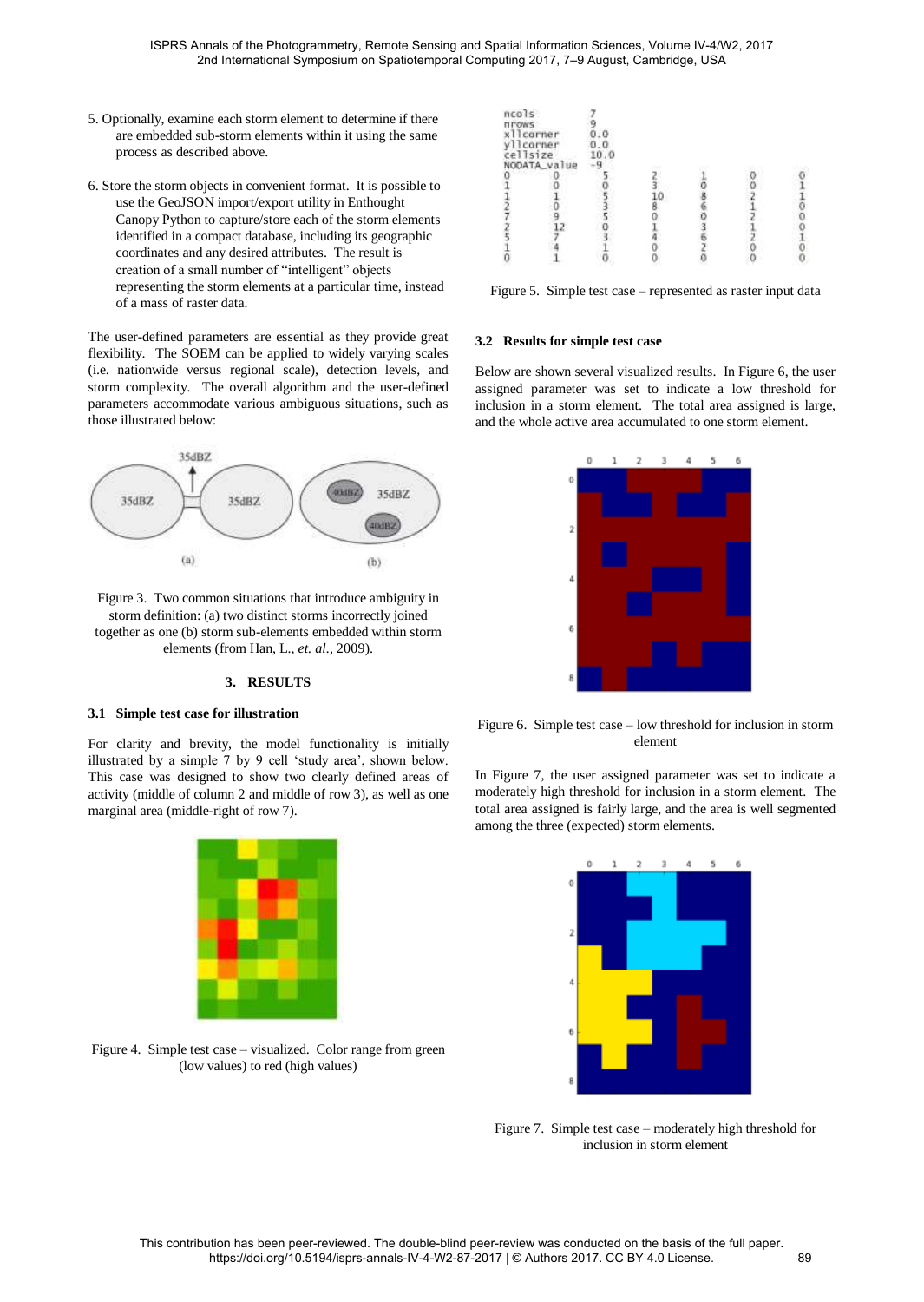5. Optionally, examine each storm element to determine if there are embedded sub-storm elements within it using the same process as described above.

6. Store the storm objects in convenient format. It is possible to use the GeoJSON import/export utility in Enthought Canopy Python to capture/store each of the storm elements identified in a compact database, including its geographic coordinates and any desired attributes. The result is creation of a small number of "intelligent" objects representing the storm elements at a particular time, instead of a mass of raster data.

The user-defined parameters are essential as they provide great flexibility. The SOEM can be applied to widely varying scales (i.e. nationwide versus regional scale), detection levels, and storm complexity. The overall algorithm and the user-defined parameters accommodate various ambiguous situations, such as those illustrated below:

Figure 3. Two common situations that introduce ambiguity in storm definition: (a) two distinct storms incorrectly joined together as one (b) storm sub-elements embedded within storm elements (from Han, L., *et. al.*, 2009).

## 3. RESULTS

### 3.1 Simple test case for illustration

For clarity and brevity, the model functionality is initially illustrated by a simple 7 by 9 cell 'study area', shown below. This case was designed to show two clearly defined areas of activity (middle of column 2 and middle of row 3), as well as one marginal area (middle-right of row 7).

Figure 4. Simple test case – visualized. Color range from green (low values) to red (high values)

```
ncols         7
nrows         9
xllcorner     0.0
yllcorner     0.0
cellsize      10.0
NODATA_value  -9
0    0    5    2    1    0    0
1    0    0    3    0    0    1
1    1    5    10   8    2    1
2    0    3    8    6    1    0
7    9    5    0    0    2    0
2    12   0    1    3    1    0
5    7    3    4    6    2    1
1    4    1    0    2    0    0
0    1    0    0    0    0    0
```

Figure 5. Simple test case – represented as raster input data

### 3.2 Results for simple test case

Below are shown several visualized results. In Figure 6, the user assigned parameter was set to indicate a low threshold for inclusion in a storm element. The total area assigned is large, and the whole active area accumulated to one storm element.

Figure 6. Simple test case – low threshold for inclusion in storm element

In Figure 7, the user assigned parameter was set to indicate a moderately high threshold for inclusion in a storm element. The total area assigned is fairly large, and the area is well segmented among the three (expected) storm elements.

Figure 7. Simple test case – moderately high threshold for inclusion in storm element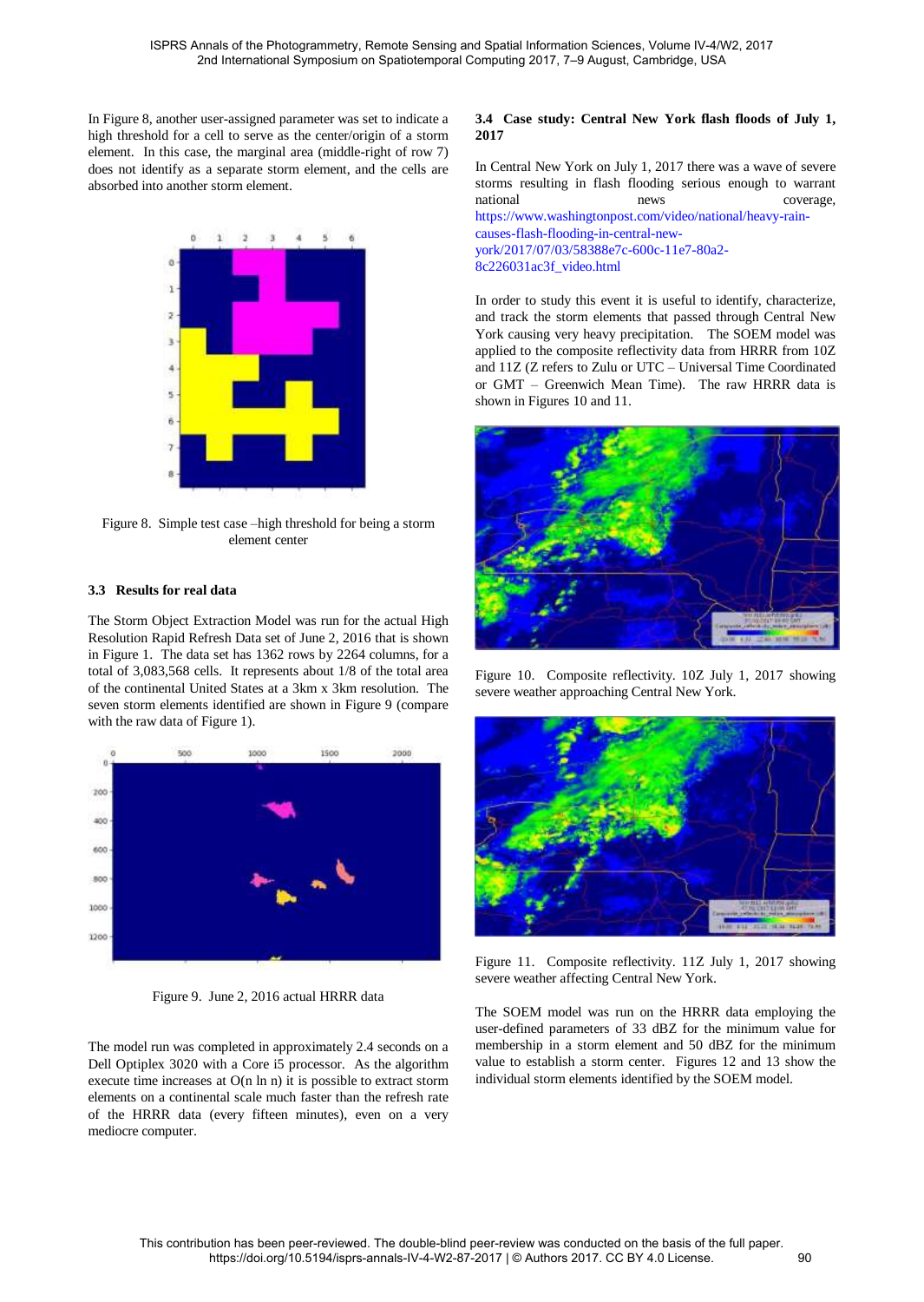In Figure 8, another user-assigned parameter was set to indicate a high threshold for a cell to serve as the center/origin of a storm element. In this case, the marginal area (middle-right of row 7) does not identify as a separate storm element, and the cells are absorbed into another storm element.

Figure 8. Simple test case –high threshold for being a storm element center

### 3.3 Results for real data

The Storm Object Extraction Model was run for the actual High Resolution Rapid Refresh Data set of June 2, 2016 that is shown in Figure 1. The data set has 1362 rows by 2264 columns, for a total of 3,083,568 cells. It represents about 1/8 of the total area of the continental United States at a 3km x 3km resolution. The seven storm elements identified are shown in Figure 9 (compare with the raw data of Figure 1).

Figure 9. June 2, 2016 actual HRRR data

The model run was completed in approximately 2.4 seconds on a Dell Optiplex 3020 with a Core i5 processor. As the algorithm execute time increases at O(n ln n) it is possible to extract storm elements on a continental scale much faster than the refresh rate of the HRRR data (every fifteen minutes), even on a very mediocre computer.

### 3.4 Case study: Central New York flash floods of July 1, 2017

In Central New York on July 1, 2017 there was a wave of severe storms resulting in flash flooding serious enough to warrant national news coverage, https://www.washingtonpost.com/video/national/heavy-rain-causes-flash-flooding-in-central-new-york/2017/07/03/58388e7c-600c-11e7-80a2-8c226031ac3f_video.html

In order to study this event it is useful to identify, characterize, and track the storm elements that passed through Central New York causing very heavy precipitation. The SOEM model was applied to the composite reflectivity data from HRRR from 10Z and 11Z (Z refers to Zulu or UTC – Universal Time Coordinated or GMT – Greenwich Mean Time). The raw HRRR data is shown in Figures 10 and 11.

Figure 10. Composite reflectivity. 10Z July 1, 2017 showing severe weather approaching Central New York.

Figure 11. Composite reflectivity. 11Z July 1, 2017 showing severe weather affecting Central New York.

The SOEM model was run on the HRRR data employing the user-defined parameters of 33 dBZ for the minimum value for membership in a storm element and 50 dBZ for the minimum value to establish a storm center. Figures 12 and 13 show the individual storm elements identified by the SOEM model.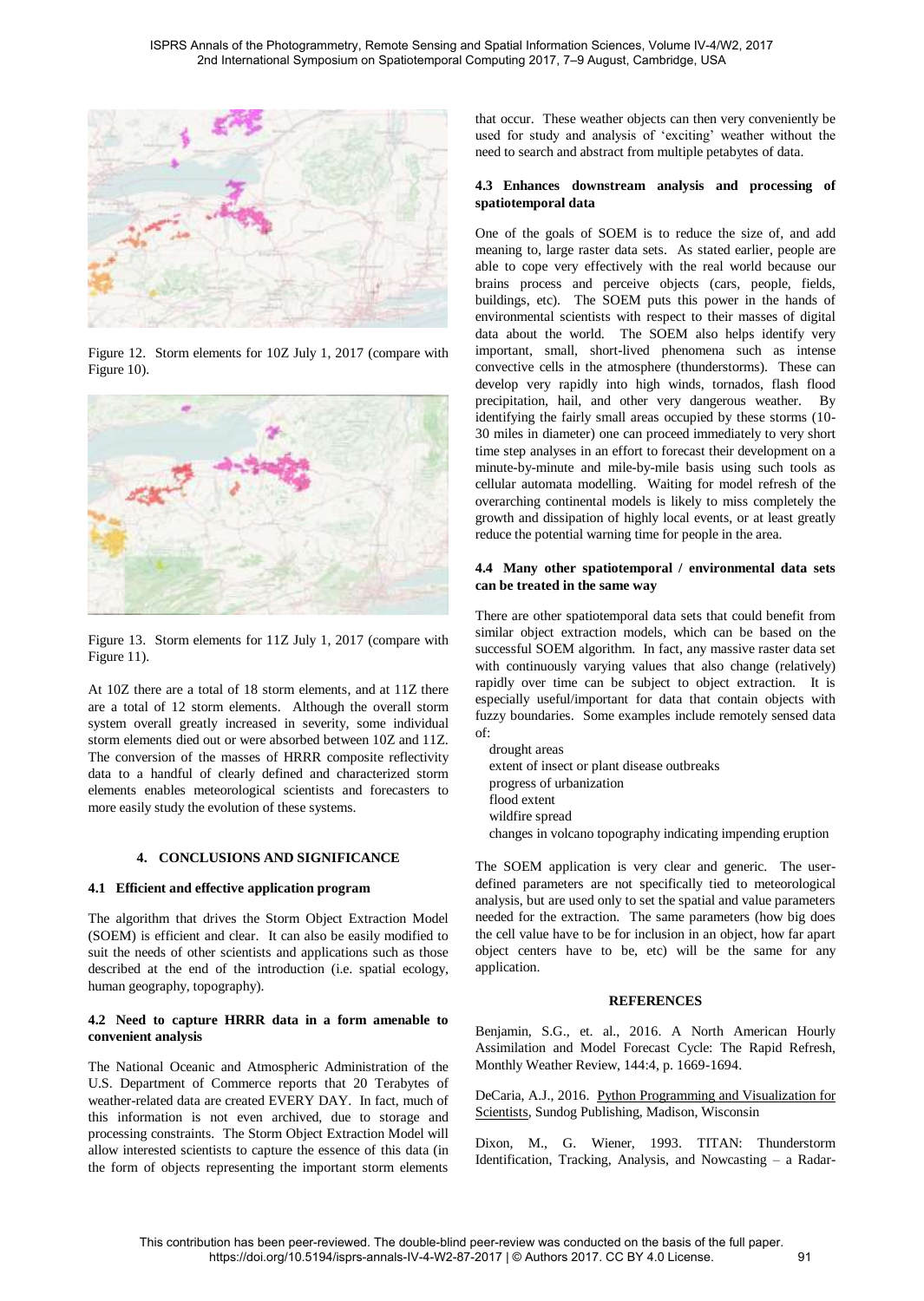Figure 12. Storm elements for 10Z July 1, 2017 (compare with Figure 10).

Figure 13. Storm elements for 11Z July 1, 2017 (compare with Figure 11).

At 10Z there are a total of 18 storm elements, and at 11Z there are a total of 12 storm elements. Although the overall storm system overall greatly increased in severity, some individual storm elements died out or were absorbed between 10Z and 11Z. The conversion of the masses of HRRR composite reflectivity data to a handful of clearly defined and characterized storm elements enables meteorological scientists and forecasters to more easily study the evolution of these systems.

## 4. CONCLUSIONS AND SIGNIFICANCE

### 4.1 Efficient and effective application program

The algorithm that drives the Storm Object Extraction Model (SOEM) is efficient and clear. It can also be easily modified to suit the needs of other scientists and applications such as those described at the end of the introduction (i.e. spatial ecology, human geography, topography).

### 4.2 Need to capture HRRR data in a form amenable to convenient analysis

The National Oceanic and Atmospheric Administration of the U.S. Department of Commerce reports that 20 Terabytes of weather-related data are created EVERY DAY. In fact, much of this information is not even archived, due to storage and processing constraints. The Storm Object Extraction Model will allow interested scientists to capture the essence of this data (in the form of objects representing the important storm elements that occur. These weather objects can then very conveniently be used for study and analysis of 'exciting' weather without the need to search and abstract from multiple petabytes of data.

### 4.3 Enhances downstream analysis and processing of spatiotemporal data

One of the goals of SOEM is to reduce the size of, and add meaning to, large raster data sets. As stated earlier, people are able to cope very effectively with the real world because our brains process and perceive objects (cars, people, fields, buildings, etc). The SOEM puts this power in the hands of environmental scientists with respect to their masses of digital data about the world. The SOEM also helps identify very important, small, short-lived phenomena such as intense convective cells in the atmosphere (thunderstorms). These can develop very rapidly into high winds, tornados, flash flood precipitation, hail, and other very dangerous weather. By identifying the fairly small areas occupied by these storms (10-30 miles in diameter) one can proceed immediately to very short time step analyses in an effort to forecast their development on a minute-by-minute and mile-by-mile basis using such tools as cellular automata modelling. Waiting for model refresh of the overarching continental models is likely to miss completely the growth and dissipation of highly local events, or at least greatly reduce the potential warning time for people in the area.

### 4.4 Many other spatiotemporal / environmental data sets can be treated in the same way

There are other spatiotemporal data sets that could benefit from similar object extraction models, which can be based on the successful SOEM algorithm. In fact, any massive raster data set with continuously varying values that also change (relatively) rapidly over time can be subject to object extraction. It is especially useful/important for data that contain objects with fuzzy boundaries. Some examples include remotely sensed data of:

- drought areas
- extent of insect or plant disease outbreaks
- progress of urbanization
- flood extent
- wildfire spread
- changes in volcano topography indicating impending eruption

The SOEM application is very clear and generic. The user-defined parameters are not specifically tied to meteorological analysis, but are used only to set the spatial and value parameters needed for the extraction. The same parameters (how big does the cell value have to be for inclusion in an object, how far apart object centers have to be, etc) will be the same for any application.

## REFERENCES

Benjamin, S.G., et. al., 2016. A North American Hourly Assimilation and Model Forecast Cycle: The Rapid Refresh, Monthly Weather Review, 144:4, p. 1669-1694.

DeCaria, A.J., 2016. Python Programming and Visualization for Scientists, Sundog Publishing, Madison, Wisconsin

Dixon, M., G. Wiener, 1993. TITAN: Thunderstorm Identification, Tracking, Analysis, and Nowcasting – a Radar-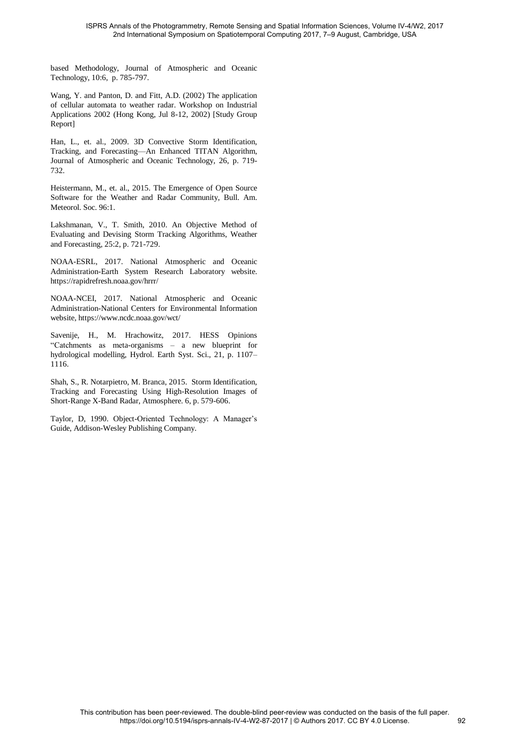based Methodology, Journal of Atmospheric and Oceanic Technology, 10:6, p. 785-797.

Wang, Y. and Panton, D. and Fitt, A.D. (2002) The application of cellular automata to weather radar. Workshop on Industrial Applications 2002 (Hong Kong, Jul 8-12, 2002) [Study Group Report]

Han, L., et. al., 2009. 3D Convective Storm Identification, Tracking, and Forecasting—An Enhanced TITAN Algorithm, Journal of Atmospheric and Oceanic Technology, 26, p. 719-732.

Heistermann, M., et. al., 2015. The Emergence of Open Source Software for the Weather and Radar Community, Bull. Am. Meteorol. Soc. 96:1.

Lakshmanan, V., T. Smith, 2010. An Objective Method of Evaluating and Devising Storm Tracking Algorithms, Weather and Forecasting, 25:2, p. 721-729.

NOAA-ESRL, 2017. National Atmospheric and Oceanic Administration-Earth System Research Laboratory website. https://rapidrefresh.noaa.gov/hrrr/

NOAA-NCEI, 2017. National Atmospheric and Oceanic Administration-National Centers for Environmental Information website, https://www.ncdc.noaa.gov/wct/

Savenije, H., M. Hrachowitz, 2017. HESS Opinions "Catchments as meta-organisms – a new blueprint for hydrological modelling, Hydrol. Earth Syst. Sci., 21, p. 1107–1116.

Shah, S., R. Notarpietro, M. Branca, 2015. Storm Identification, Tracking and Forecasting Using High-Resolution Images of Short-Range X-Band Radar, Atmosphere. 6, p. 579-606.

Taylor, D, 1990. Object-Oriented Technology: A Manager's Guide, Addison-Wesley Publishing Company.